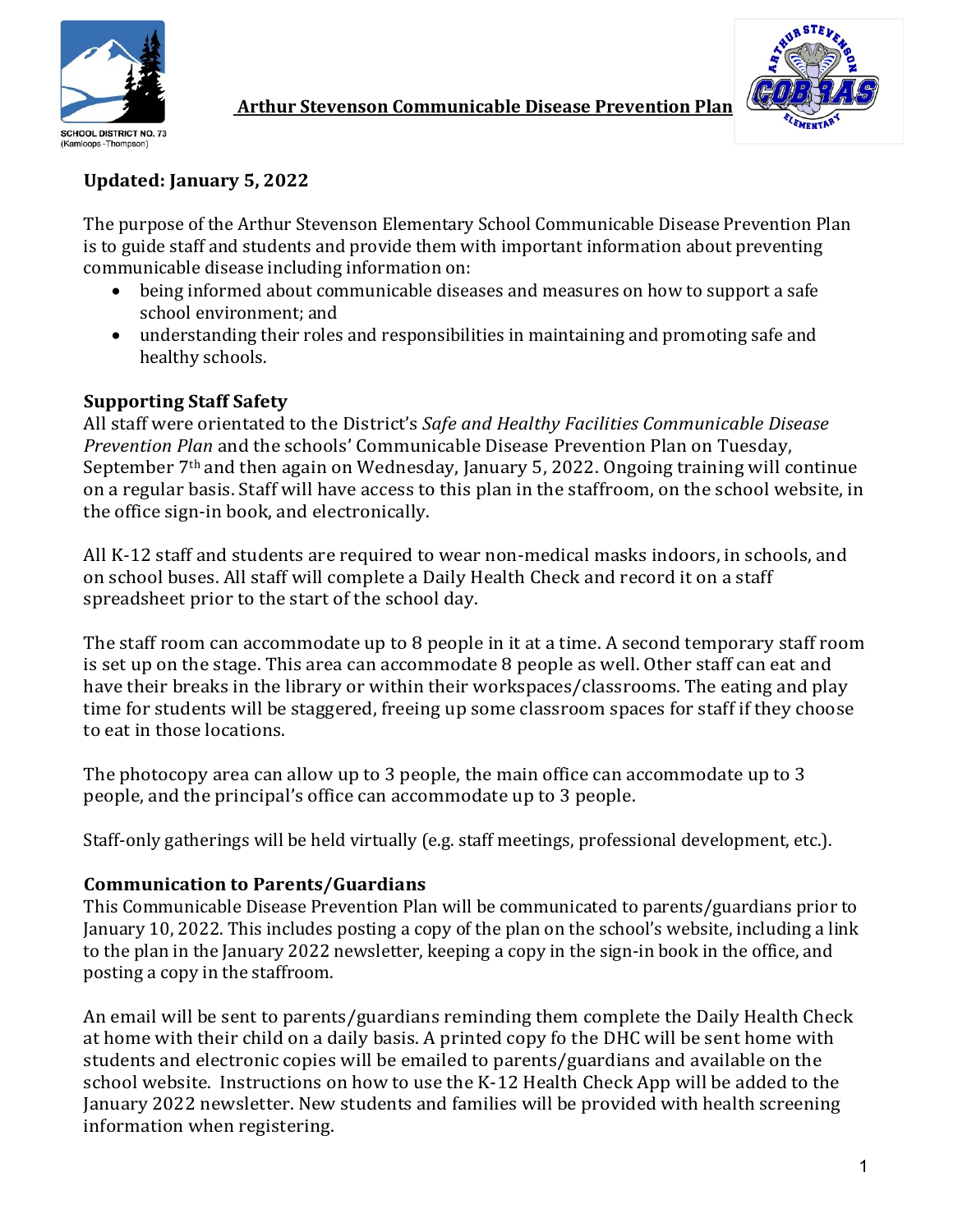# Arthur Stevenson Communicable Disease Prevention Plan

**Updated: January 5, 2022**

The purpose of the Arthur Stevenson Elementary School Communicable Disease Prevention Plan is to guide staff and students and provide them with important information about preventing communicable disease including information on:

- being informed about communicable diseases and measures on how to support a safe school environment; and
- understanding their roles and responsibilities in maintaining and promoting safe and healthy schools.

## Supporting Staff Safety

All staff were orientated to the District's *Safe and Healthy Facilities Communicable Disease Prevention Plan* and the schools' Communicable Disease Prevention Plan on Tuesday, September 7th and then again on Wednesday, January 5, 2022. Ongoing training will continue on a regular basis. Staff will have access to this plan in the staffroom, on the school website, in the office sign-in book, and electronically.

All K-12 staff and students are required to wear non-medical masks indoors, in schools, and on school buses. All staff will complete a Daily Health Check and record it on a staff spreadsheet prior to the start of the school day.

The staff room can accommodate up to 8 people in it at a time. A second temporary staff room is set up on the stage. This area can accommodate 8 people as well. Other staff can eat and have their breaks in the library or within their workspaces/classrooms. The eating and play time for students will be staggered, freeing up some classroom spaces for staff if they choose to eat in those locations.

The photocopy area can allow up to 3 people, the main office can accommodate up to 3 people, and the principal's office can accommodate up to 3 people.

Staff-only gatherings will be held virtually (e.g. staff meetings, professional development, etc.).

## Communication to Parents/Guardians

This Communicable Disease Prevention Plan will be communicated to parents/guardians prior to January 10, 2022. This includes posting a copy of the plan on the school's website, including a link to the plan in the January 2022 newsletter, keeping a copy in the sign-in book in the office, and posting a copy in the staffroom.

An email will be sent to parents/guardians reminding them complete the Daily Health Check at home with their child on a daily basis. A printed copy fo the DHC will be sent home with students and electronic copies will be emailed to parents/guardians and available on the school website. Instructions on how to use the K-12 Health Check App will be added to the January 2022 newsletter. New students and families will be provided with health screening information when registering.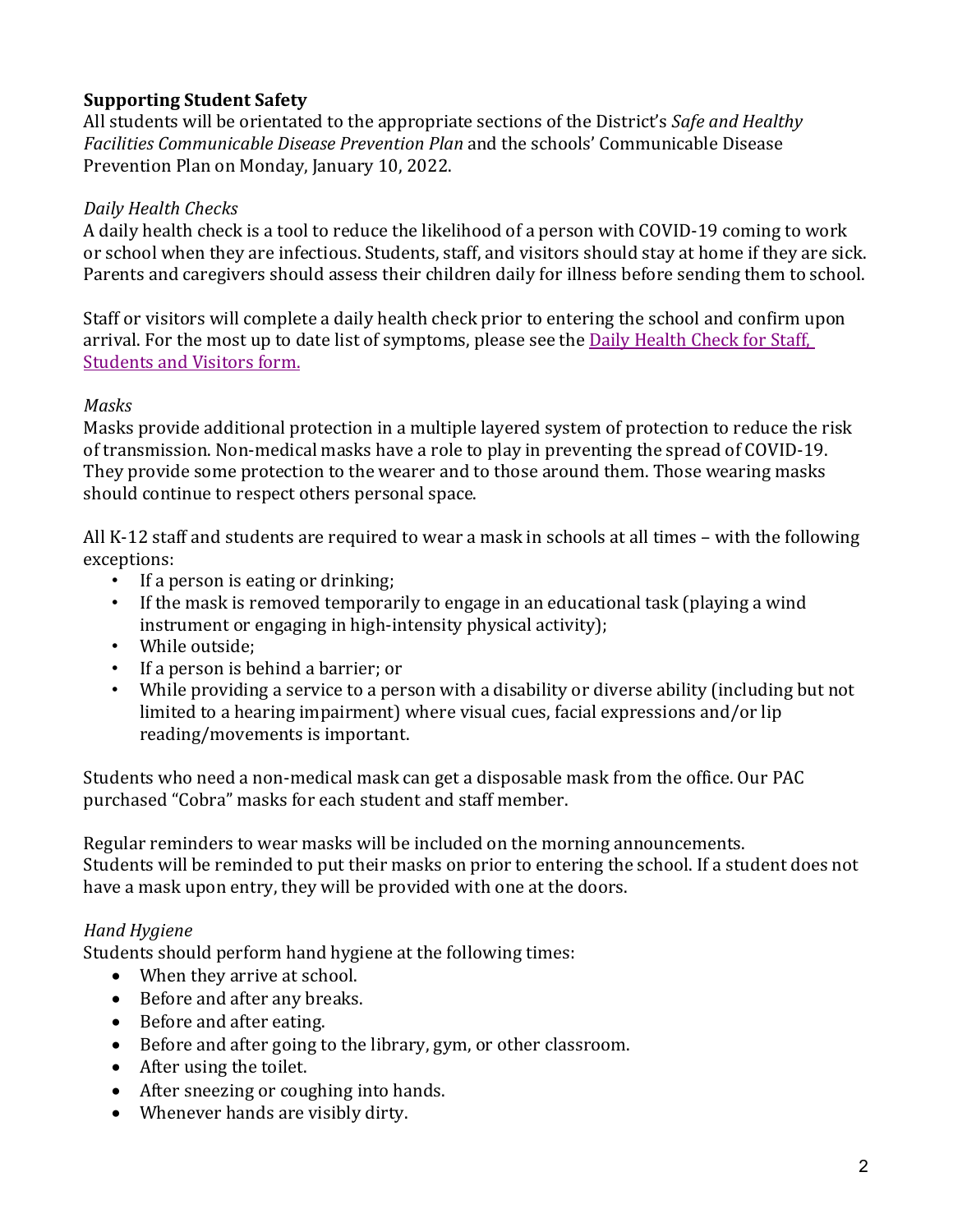**Supporting Student Safety**

All students will be orientated to the appropriate sections of the District's *Safe and Healthy Facilities Communicable Disease Prevention Plan* and the schools' Communicable Disease Prevention Plan on Monday, January 10, 2022.

*Daily Health Checks*

A daily health check is a tool to reduce the likelihood of a person with COVID-19 coming to work or school when they are infectious. Students, staff, and visitors should stay at home if they are sick. Parents and caregivers should assess their children daily for illness before sending them to school.

Staff or visitors will complete a daily health check prior to entering the school and confirm upon arrival. For the most up to date list of symptoms, please see the Daily Health Check for Staff, Students and Visitors form.

*Masks*

Masks provide additional protection in a multiple layered system of protection to reduce the risk of transmission. Non-medical masks have a role to play in preventing the spread of COVID-19. They provide some protection to the wearer and to those around them. Those wearing masks should continue to respect others personal space.

All K-12 staff and students are required to wear a mask in schools at all times – with the following exceptions:

- If a person is eating or drinking;
- If the mask is removed temporarily to engage in an educational task (playing a wind instrument or engaging in high-intensity physical activity);
- While outside;
- If a person is behind a barrier; or
- While providing a service to a person with a disability or diverse ability (including but not limited to a hearing impairment) where visual cues, facial expressions and/or lip reading/movements is important.

Students who need a non-medical mask can get a disposable mask from the office. Our PAC purchased "Cobra" masks for each student and staff member.

Regular reminders to wear masks will be included on the morning announcements.
Students will be reminded to put their masks on prior to entering the school. If a student does not have a mask upon entry, they will be provided with one at the doors.

*Hand Hygiene*

Students should perform hand hygiene at the following times:

- When they arrive at school.
- Before and after any breaks.
- Before and after eating.
- Before and after going to the library, gym, or other classroom.
- After using the toilet.
- After sneezing or coughing into hands.
- Whenever hands are visibly dirty.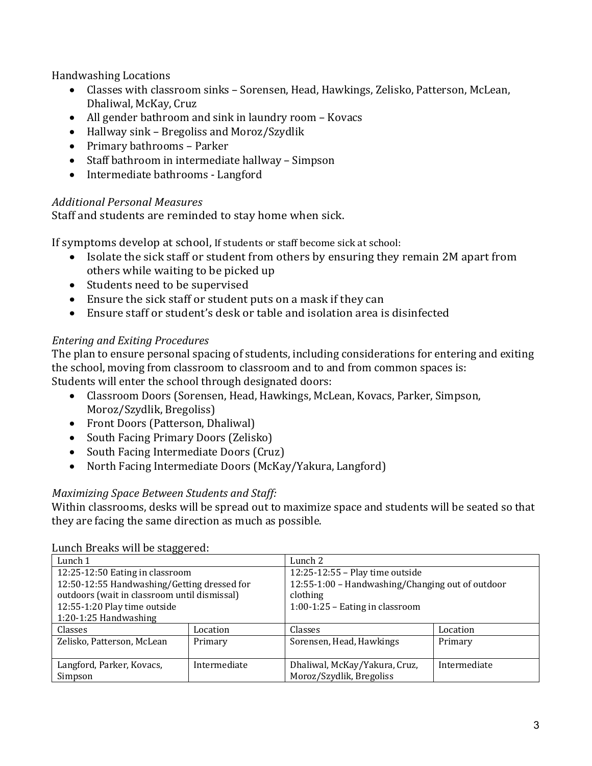Handwashing Locations

- Classes with classroom sinks – Sorensen, Head, Hawkings, Zelisko, Patterson, McLean, Dhaliwal, McKay, Cruz
- All gender bathroom and sink in laundry room – Kovacs
- Hallway sink – Bregoliss and Moroz/Szydlik
- Primary bathrooms – Parker
- Staff bathroom in intermediate hallway – Simpson
- Intermediate bathrooms - Langford

*Additional Personal Measures*

Staff and students are reminded to stay home when sick.

If symptoms develop at school, If students or staff become sick at school:

- Isolate the sick staff or student from others by ensuring they remain 2M apart from others while waiting to be picked up
- Students need to be supervised
- Ensure the sick staff or student puts on a mask if they can
- Ensure staff or student's desk or table and isolation area is disinfected

*Entering and Exiting Procedures*

The plan to ensure personal spacing of students, including considerations for entering and exiting the school, moving from classroom to classroom and to and from common spaces is:
Students will enter the school through designated doors:

- Classroom Doors (Sorensen, Head, Hawkings, McLean, Kovacs, Parker, Simpson, Moroz/Szydlik, Bregoliss)
- Front Doors (Patterson, Dhaliwal)
- South Facing Primary Doors (Zelisko)
- South Facing Intermediate Doors (Cruz)
- North Facing Intermediate Doors (McKay/Yakura, Langford)

*Maximizing Space Between Students and Staff:*

Within classrooms, desks will be spread out to maximize space and students will be seated so that they are facing the same direction as much as possible.

Lunch Breaks will be staggered:

| Lunch 1 | | Lunch 2 | |
|---|---|---|---|
| 12:25-12:50 Eating in classroom<br>12:50-12:55 Handwashing/Getting dressed for outdoors (wait in classroom until dismissal)<br>12:55-1:20 Play time outside<br>1:20-1:25 Handwashing | | 12:25-12:55 – Play time outside<br>12:55-1:00 – Handwashing/Changing out of outdoor clothing<br>1:00-1:25 – Eating in classroom | |
| Classes | Location | Classes | Location |
| Zelisko, Patterson, McLean | Primary | Sorensen, Head, Hawkings | Primary |
| Langford, Parker, Kovacs, Simpson | Intermediate | Dhaliwal, McKay/Yakura, Cruz, Moroz/Szydlik, Bregoliss | Intermediate |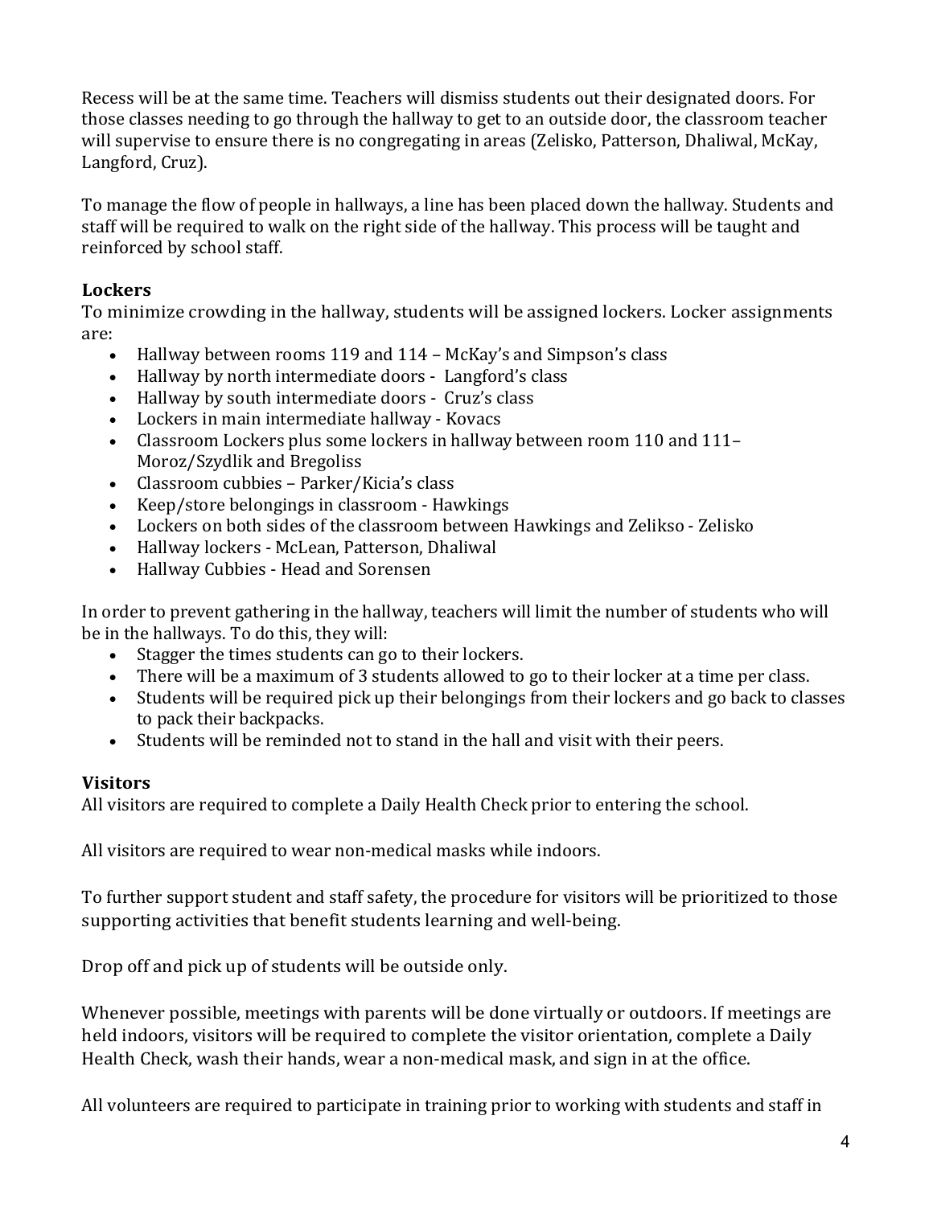Recess will be at the same time. Teachers will dismiss students out their designated doors. For those classes needing to go through the hallway to get to an outside door, the classroom teacher will supervise to ensure there is no congregating in areas (Zelisko, Patterson, Dhaliwal, McKay, Langford, Cruz).

To manage the flow of people in hallways, a line has been placed down the hallway. Students and staff will be required to walk on the right side of the hallway. This process will be taught and reinforced by school staff.

### Lockers

To minimize crowding in the hallway, students will be assigned lockers. Locker assignments are:

- Hallway between rooms 119 and 114 – McKay's and Simpson's class
- Hallway by north intermediate doors - Langford's class
- Hallway by south intermediate doors - Cruz's class
- Lockers in main intermediate hallway - Kovacs
- Classroom Lockers plus some lockers in hallway between room 110 and 111– Moroz/Szydlik and Bregoliss
- Classroom cubbies – Parker/Kicia's class
- Keep/store belongings in classroom - Hawkings
- Lockers on both sides of the classroom between Hawkings and Zelikso - Zelisko
- Hallway lockers - McLean, Patterson, Dhaliwal
- Hallway Cubbies - Head and Sorensen

In order to prevent gathering in the hallway, teachers will limit the number of students who will be in the hallways. To do this, they will:

- Stagger the times students can go to their lockers.
- There will be a maximum of 3 students allowed to go to their locker at a time per class.
- Students will be required pick up their belongings from their lockers and go back to classes to pack their backpacks.
- Students will be reminded not to stand in the hall and visit with their peers.

### Visitors

All visitors are required to complete a Daily Health Check prior to entering the school.

All visitors are required to wear non-medical masks while indoors.

To further support student and staff safety, the procedure for visitors will be prioritized to those supporting activities that benefit students learning and well-being.

Drop off and pick up of students will be outside only.

Whenever possible, meetings with parents will be done virtually or outdoors. If meetings are held indoors, visitors will be required to complete the visitor orientation, complete a Daily Health Check, wash their hands, wear a non-medical mask, and sign in at the office.

All volunteers are required to participate in training prior to working with students and staff in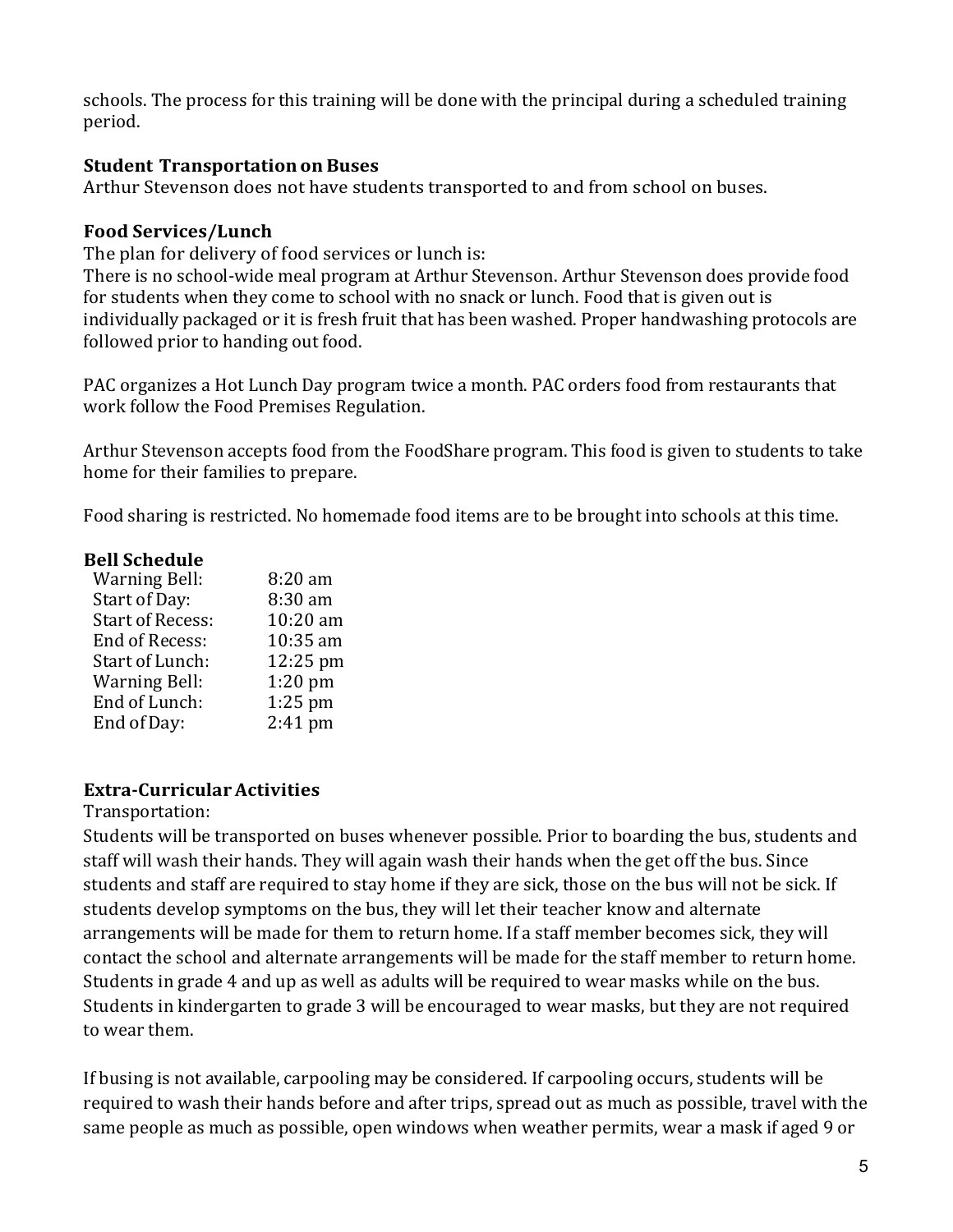schools. The process for this training will be done with the principal during a scheduled training period.

### Student Transportation on Buses

Arthur Stevenson does not have students transported to and from school on buses.

### Food Services/Lunch

The plan for delivery of food services or lunch is:
There is no school-wide meal program at Arthur Stevenson. Arthur Stevenson does provide food for students when they come to school with no snack or lunch. Food that is given out is individually packaged or it is fresh fruit that has been washed. Proper handwashing protocols are followed prior to handing out food.

PAC organizes a Hot Lunch Day program twice a month. PAC orders food from restaurants that work follow the Food Premises Regulation.

Arthur Stevenson accepts food from the FoodShare program. This food is given to students to take home for their families to prepare.

Food sharing is restricted. No homemade food items are to be brought into schools at this time.

### Bell Schedule

| | |
|---|---|
| Warning Bell: | 8:20 am |
| Start of Day: | 8:30 am |
| Start of Recess: | 10:20 am |
| End of Recess: | 10:35 am |
| Start of Lunch: | 12:25 pm |
| Warning Bell: | 1:20 pm |
| End of Lunch: | 1:25 pm |
| End of Day: | 2:41 pm |

### Extra-Curricular Activities

Transportation:
Students will be transported on buses whenever possible. Prior to boarding the bus, students and staff will wash their hands. They will again wash their hands when the get off the bus. Since students and staff are required to stay home if they are sick, those on the bus will not be sick. If students develop symptoms on the bus, they will let their teacher know and alternate arrangements will be made for them to return home. If a staff member becomes sick, they will contact the school and alternate arrangements will be made for the staff member to return home. Students in grade 4 and up as well as adults will be required to wear masks while on the bus. Students in kindergarten to grade 3 will be encouraged to wear masks, but they are not required to wear them.

If busing is not available, carpooling may be considered. If carpooling occurs, students will be required to wash their hands before and after trips, spread out as much as possible, travel with the same people as much as possible, open windows when weather permits, wear a mask if aged 9 or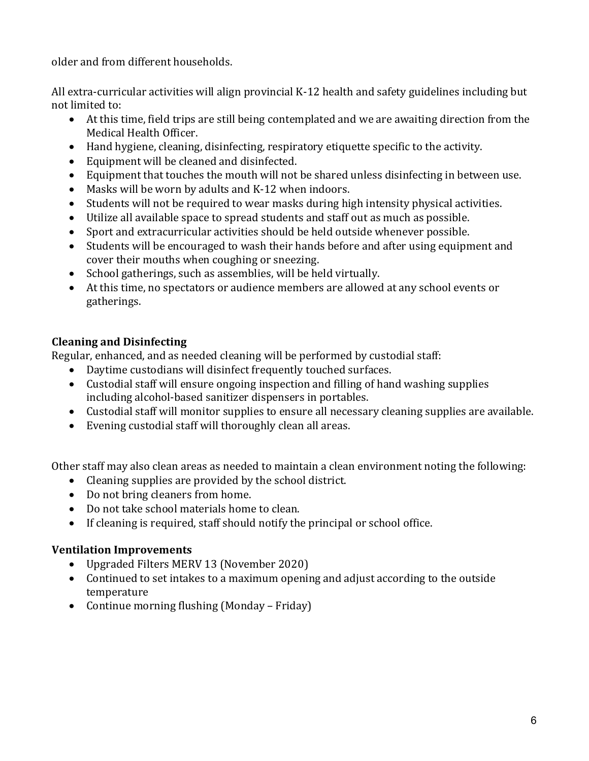older and from different households.

All extra-curricular activities will align provincial K-12 health and safety guidelines including but not limited to:

- At this time, field trips are still being contemplated and we are awaiting direction from the Medical Health Officer.
- Hand hygiene, cleaning, disinfecting, respiratory etiquette specific to the activity.
- Equipment will be cleaned and disinfected.
- Equipment that touches the mouth will not be shared unless disinfecting in between use.
- Masks will be worn by adults and K-12 when indoors.
- Students will not be required to wear masks during high intensity physical activities.
- Utilize all available space to spread students and staff out as much as possible.
- Sport and extracurricular activities should be held outside whenever possible.
- Students will be encouraged to wash their hands before and after using equipment and cover their mouths when coughing or sneezing.
- School gatherings, such as assemblies, will be held virtually.
- At this time, no spectators or audience members are allowed at any school events or gatherings.

### Cleaning and Disinfecting

Regular, enhanced, and as needed cleaning will be performed by custodial staff:

- Daytime custodians will disinfect frequently touched surfaces.
- Custodial staff will ensure ongoing inspection and filling of hand washing supplies including alcohol-based sanitizer dispensers in portables.
- Custodial staff will monitor supplies to ensure all necessary cleaning supplies are available.
- Evening custodial staff will thoroughly clean all areas.

Other staff may also clean areas as needed to maintain a clean environment noting the following:

- Cleaning supplies are provided by the school district.
- Do not bring cleaners from home.
- Do not take school materials home to clean.
- If cleaning is required, staff should notify the principal or school office.

### Ventilation Improvements

- Upgraded Filters MERV 13 (November 2020)
- Continued to set intakes to a maximum opening and adjust according to the outside temperature
- Continue morning flushing (Monday – Friday)